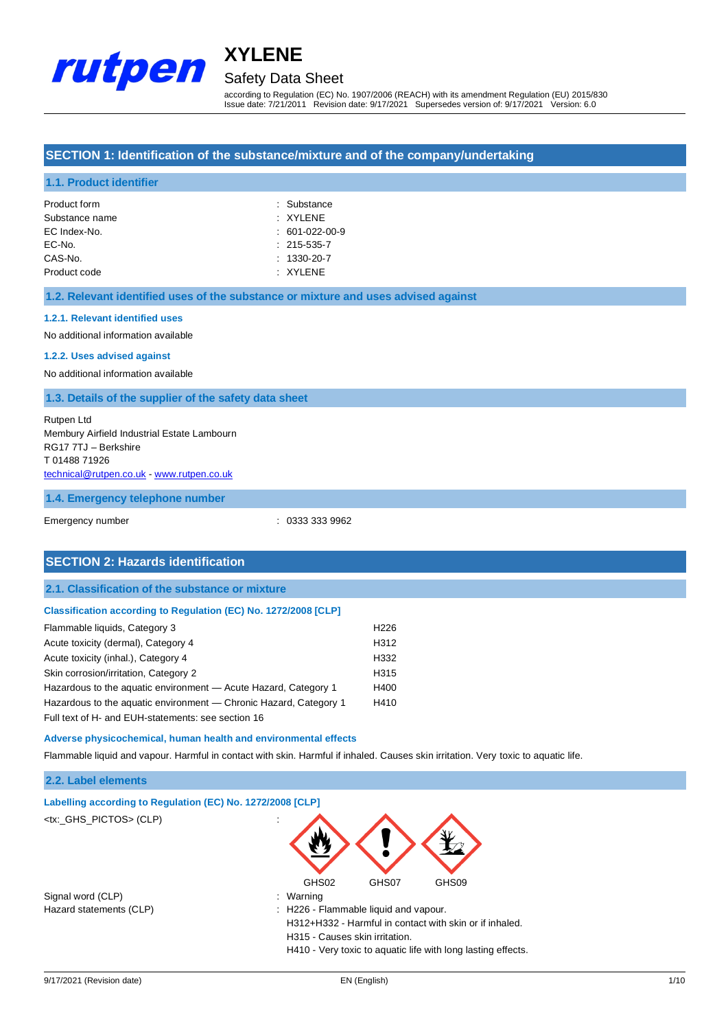# XYLENE

## Safety Data Sheet

according to Regulation (EC) No. 1907/2006 (REACH) with its amendment Regulation (EU) 2015/830
Issue date: 7/21/2011 Revision date: 9/17/2021 Supersedes version of: 9/17/2021 Version: 6.0

## SECTION 1: Identification of the substance/mixture and of the company/undertaking

### 1.1. Product identifier

| | |
|---|---|
| Product form | : Substance |
| Substance name | : XYLENE |
| EC Index-No. | : 601-022-00-9 |
| EC-No. | : 215-535-7 |
| CAS-No. | : 1330-20-7 |
| Product code | : XYLENE |

### 1.2. Relevant identified uses of the substance or mixture and uses advised against

#### 1.2.1. Relevant identified uses

No additional information available

#### 1.2.2. Uses advised against

No additional information available

### 1.3. Details of the supplier of the safety data sheet

Rutpen Ltd
Membury Airfield Industrial Estate Lambourn
RG17 7TJ – Berkshire
T 01488 71926
technical@rutpen.co.uk - www.rutpen.co.uk

### 1.4. Emergency telephone number

| | |
|---|---|
| Emergency number | : 0333 333 9962 |

## SECTION 2: Hazards identification

### 2.1. Classification of the substance or mixture

#### Classification according to Regulation (EC) No. 1272/2008 [CLP]

| | |
|---|---|
| Flammable liquids, Category 3 | H226 |
| Acute toxicity (dermal), Category 4 | H312 |
| Acute toxicity (inhal.), Category 4 | H332 |
| Skin corrosion/irritation, Category 2 | H315 |
| Hazardous to the aquatic environment — Acute Hazard, Category 1 | H400 |
| Hazardous to the aquatic environment — Chronic Hazard, Category 1 | H410 |

Full text of H- and EUH-statements: see section 16

#### Adverse physicochemical, human health and environmental effects

Flammable liquid and vapour. Harmful in contact with skin. Harmful if inhaled. Causes skin irritation. Very toxic to aquatic life.

### 2.2. Label elements

#### Labelling according to Regulation (EC) No. 1272/2008 [CLP]

<tx:_GHS_PICTOS> (CLP) :

GHS02 GHS07 GHS09

Signal word (CLP) : Warning

Hazard statements (CLP) :
- H226 - Flammable liquid and vapour.
- H312+H332 - Harmful in contact with skin or if inhaled.
- H315 - Causes skin irritation.
- H410 - Very toxic to aquatic life with long lasting effects.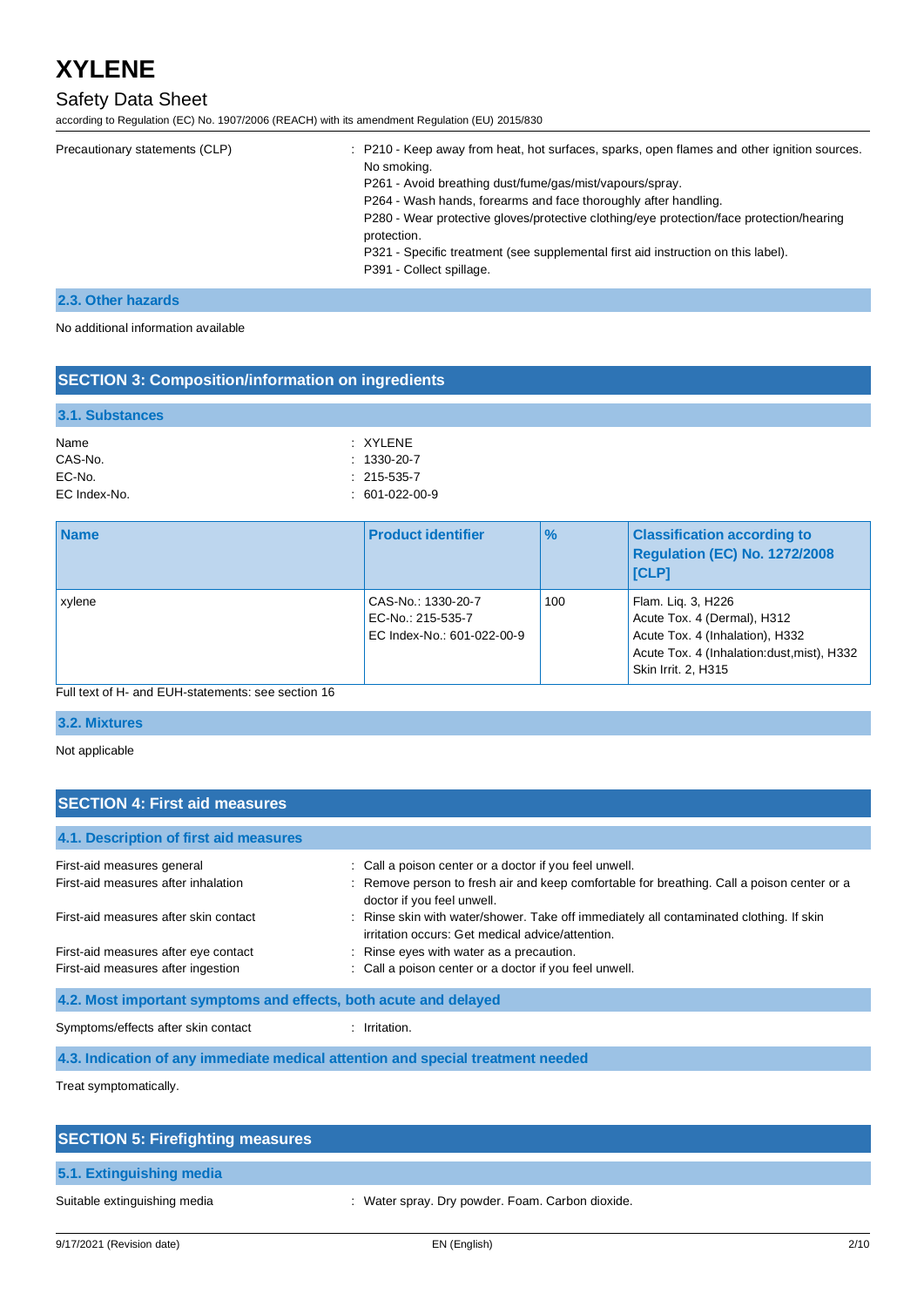| Precautionary statements (CLP) | : P210 - Keep away from heat, hot surfaces, sparks, open flames and other ignition sources. No smoking.<br>P261 - Avoid breathing dust/fume/gas/mist/vapours/spray.<br>P264 - Wash hands, forearms and face thoroughly after handling.<br>P280 - Wear protective gloves/protective clothing/eye protection/face protection/hearing protection.<br>P321 - Specific treatment (see supplemental first aid instruction on this label).<br>P391 - Collect spillage. |
|---|---|

### 2.3. Other hazards

No additional information available

## SECTION 3: Composition/information on ingredients

### 3.1. Substances

Name : XYLENE
CAS-No. : 1330-20-7
EC-No. : 215-535-7
EC Index-No. : 601-022-00-9

| Name | Product identifier | % | Classification according to Regulation (EC) No. 1272/2008 [CLP] |
|---|---|---|---|
| xylene | CAS-No.: 1330-20-7<br>EC-No.: 215-535-7<br>EC Index-No.: 601-022-00-9 | 100 | Flam. Liq. 3, H226<br>Acute Tox. 4 (Dermal), H312<br>Acute Tox. 4 (Inhalation), H332<br>Acute Tox. 4 (Inhalation:dust,mist), H332<br>Skin Irrit. 2, H315 |

Full text of H- and EUH-statements: see section 16

### 3.2. Mixtures

Not applicable

## SECTION 4: First aid measures

### 4.1. Description of first aid measures

First-aid measures general : Call a poison center or a doctor if you feel unwell.
First-aid measures after inhalation : Remove person to fresh air and keep comfortable for breathing. Call a poison center or a doctor if you feel unwell.
First-aid measures after skin contact : Rinse skin with water/shower. Take off immediately all contaminated clothing. If skin irritation occurs: Get medical advice/attention.
First-aid measures after eye contact : Rinse eyes with water as a precaution.
First-aid measures after ingestion : Call a poison center or a doctor if you feel unwell.

### 4.2. Most important symptoms and effects, both acute and delayed

Symptoms/effects after skin contact : Irritation.

### 4.3. Indication of any immediate medical attention and special treatment needed

Treat symptomatically.

## SECTION 5: Firefighting measures

### 5.1. Extinguishing media

Suitable extinguishing media : Water spray. Dry powder. Foam. Carbon dioxide.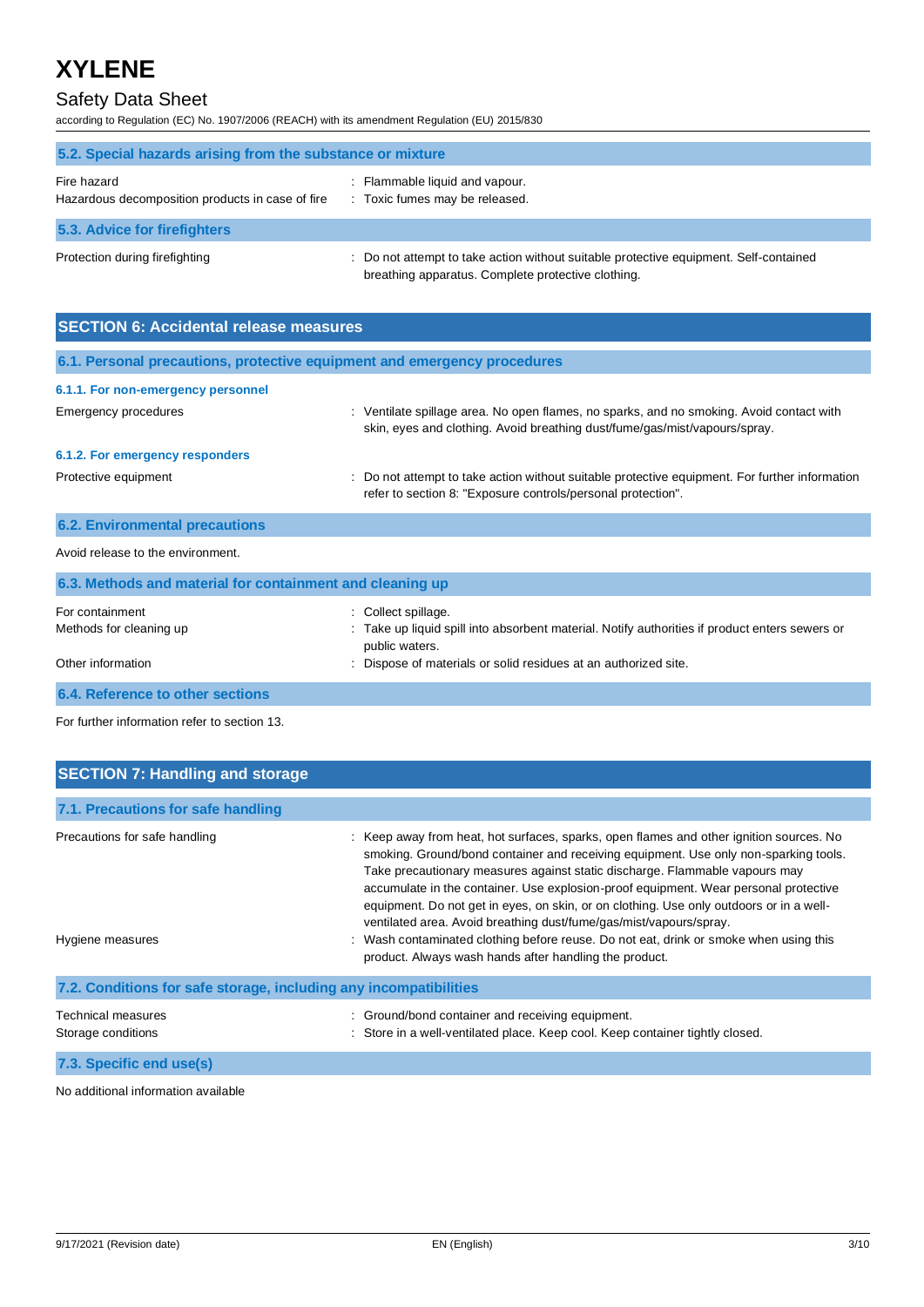### 5.2. Special hazards arising from the substance or mixture

Fire hazard : Flammable liquid and vapour.

Hazardous decomposition products in case of fire : Toxic fumes may be released.

### 5.3. Advice for firefighters

Protection during firefighting : Do not attempt to take action without suitable protective equipment. Self-contained breathing apparatus. Complete protective clothing.

## SECTION 6: Accidental release measures

### 6.1. Personal precautions, protective equipment and emergency procedures

#### 6.1.1. For non-emergency personnel

Emergency procedures : Ventilate spillage area. No open flames, no sparks, and no smoking. Avoid contact with skin, eyes and clothing. Avoid breathing dust/fume/gas/mist/vapours/spray.

#### 6.1.2. For emergency responders

Protective equipment : Do not attempt to take action without suitable protective equipment. For further information refer to section 8: "Exposure controls/personal protection".

### 6.2. Environmental precautions

Avoid release to the environment.

### 6.3. Methods and material for containment and cleaning up

For containment : Collect spillage.

Methods for cleaning up : Take up liquid spill into absorbent material. Notify authorities if product enters sewers or public waters.

Other information : Dispose of materials or solid residues at an authorized site.

### 6.4. Reference to other sections

For further information refer to section 13.

## SECTION 7: Handling and storage

### 7.1. Precautions for safe handling

Precautions for safe handling : Keep away from heat, hot surfaces, sparks, open flames and other ignition sources. No smoking. Ground/bond container and receiving equipment. Use only non-sparking tools. Take precautionary measures against static discharge. Flammable vapours may accumulate in the container. Use explosion-proof equipment. Wear personal protective equipment. Do not get in eyes, on skin, or on clothing. Use only outdoors or in a well-ventilated area. Avoid breathing dust/fume/gas/mist/vapours/spray.

Hygiene measures : Wash contaminated clothing before reuse. Do not eat, drink or smoke when using this product. Always wash hands after handling the product.

### 7.2. Conditions for safe storage, including any incompatibilities

Technical measures : Ground/bond container and receiving equipment.

Storage conditions : Store in a well-ventilated place. Keep cool. Keep container tightly closed.

### 7.3. Specific end use(s)

No additional information available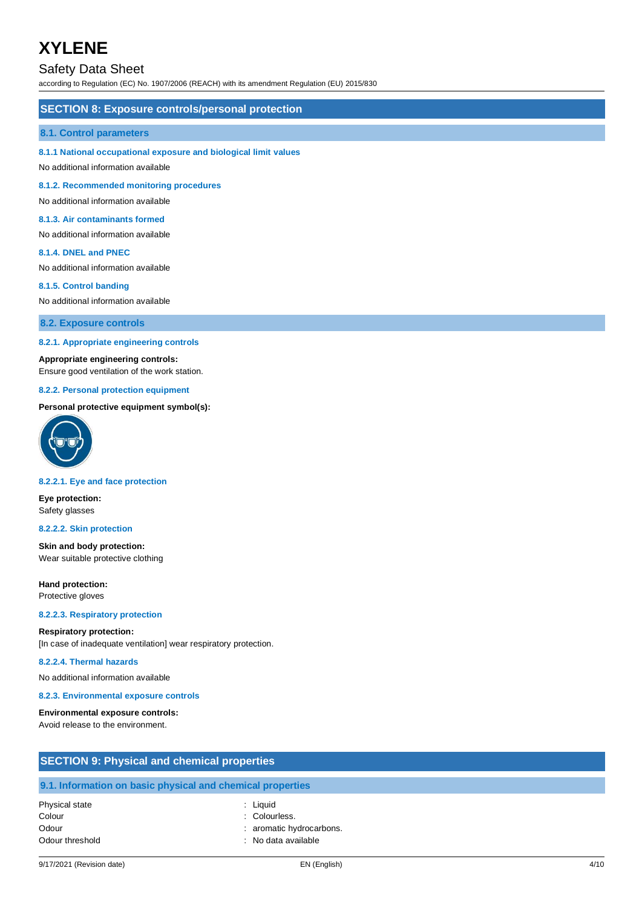## SECTION 8: Exposure controls/personal protection

### 8.1. Control parameters

#### 8.1.1 National occupational exposure and biological limit values

No additional information available

#### 8.1.2. Recommended monitoring procedures

No additional information available

#### 8.1.3. Air contaminants formed

No additional information available

#### 8.1.4. DNEL and PNEC

No additional information available

#### 8.1.5. Control banding

No additional information available

### 8.2. Exposure controls

#### 8.2.1. Appropriate engineering controls

**Appropriate engineering controls:**
Ensure good ventilation of the work station.

#### 8.2.2. Personal protection equipment

**Personal protective equipment symbol(s):**

#### 8.2.2.1. Eye and face protection

**Eye protection:**
Safety glasses

#### 8.2.2.2. Skin protection

**Skin and body protection:**
Wear suitable protective clothing

**Hand protection:**
Protective gloves

#### 8.2.2.3. Respiratory protection

**Respiratory protection:**
[In case of inadequate ventilation] wear respiratory protection.

#### 8.2.2.4. Thermal hazards

No additional information available

#### 8.2.3. Environmental exposure controls

**Environmental exposure controls:**
Avoid release to the environment.

## SECTION 9: Physical and chemical properties

### 9.1. Information on basic physical and chemical properties

| | |
|---|---|
| Physical state | : Liquid |
| Colour | : Colourless. |
| Odour | : aromatic hydrocarbons. |
| Odour threshold | : No data available |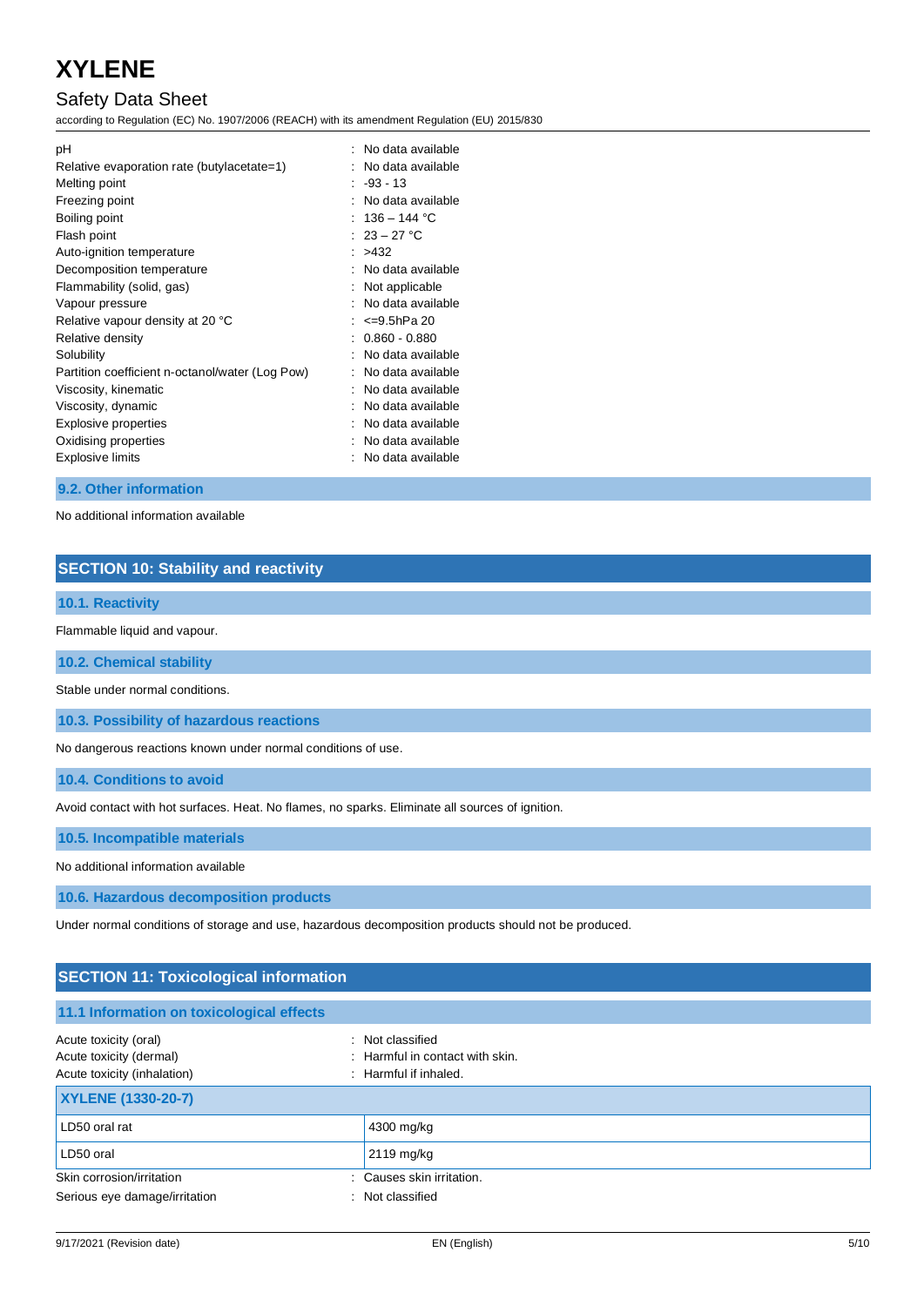| | |
|---|---|
| pH | : No data available |
| Relative evaporation rate (butylacetate=1) | : No data available |
| Melting point | : -93 - 13 |
| Freezing point | : No data available |
| Boiling point | : 136 – 144 °C |
| Flash point | : 23 – 27 °C |
| Auto-ignition temperature | : >432 |
| Decomposition temperature | : No data available |
| Flammability (solid, gas) | : Not applicable |
| Vapour pressure | : No data available |
| Relative vapour density at 20 °C | : <=9.5hPa 20 |
| Relative density | : 0.860 - 0.880 |
| Solubility | : No data available |
| Partition coefficient n-octanol/water (Log Pow) | : No data available |
| Viscosity, kinematic | : No data available |
| Viscosity, dynamic | : No data available |
| Explosive properties | : No data available |
| Oxidising properties | : No data available |
| Explosive limits | : No data available |

### 9.2. Other information

No additional information available

## SECTION 10: Stability and reactivity

### 10.1. Reactivity

Flammable liquid and vapour.

### 10.2. Chemical stability

Stable under normal conditions.

### 10.3. Possibility of hazardous reactions

No dangerous reactions known under normal conditions of use.

### 10.4. Conditions to avoid

Avoid contact with hot surfaces. Heat. No flames, no sparks. Eliminate all sources of ignition.

### 10.5. Incompatible materials

No additional information available

### 10.6. Hazardous decomposition products

Under normal conditions of storage and use, hazardous decomposition products should not be produced.

## SECTION 11: Toxicological information

### 11.1 Information on toxicological effects

| | |
|---|---|
| Acute toxicity (oral) | : Not classified |
| Acute toxicity (dermal) | : Harmful in contact with skin. |
| Acute toxicity (inhalation) | : Harmful if inhaled. |

| XYLENE (1330-20-7) | |
|---|---|
| LD50 oral rat | 4300 mg/kg |
| LD50 oral | 2119 mg/kg |

| | |
|---|---|
| Skin corrosion/irritation | : Causes skin irritation. |
| Serious eye damage/irritation | : Not classified |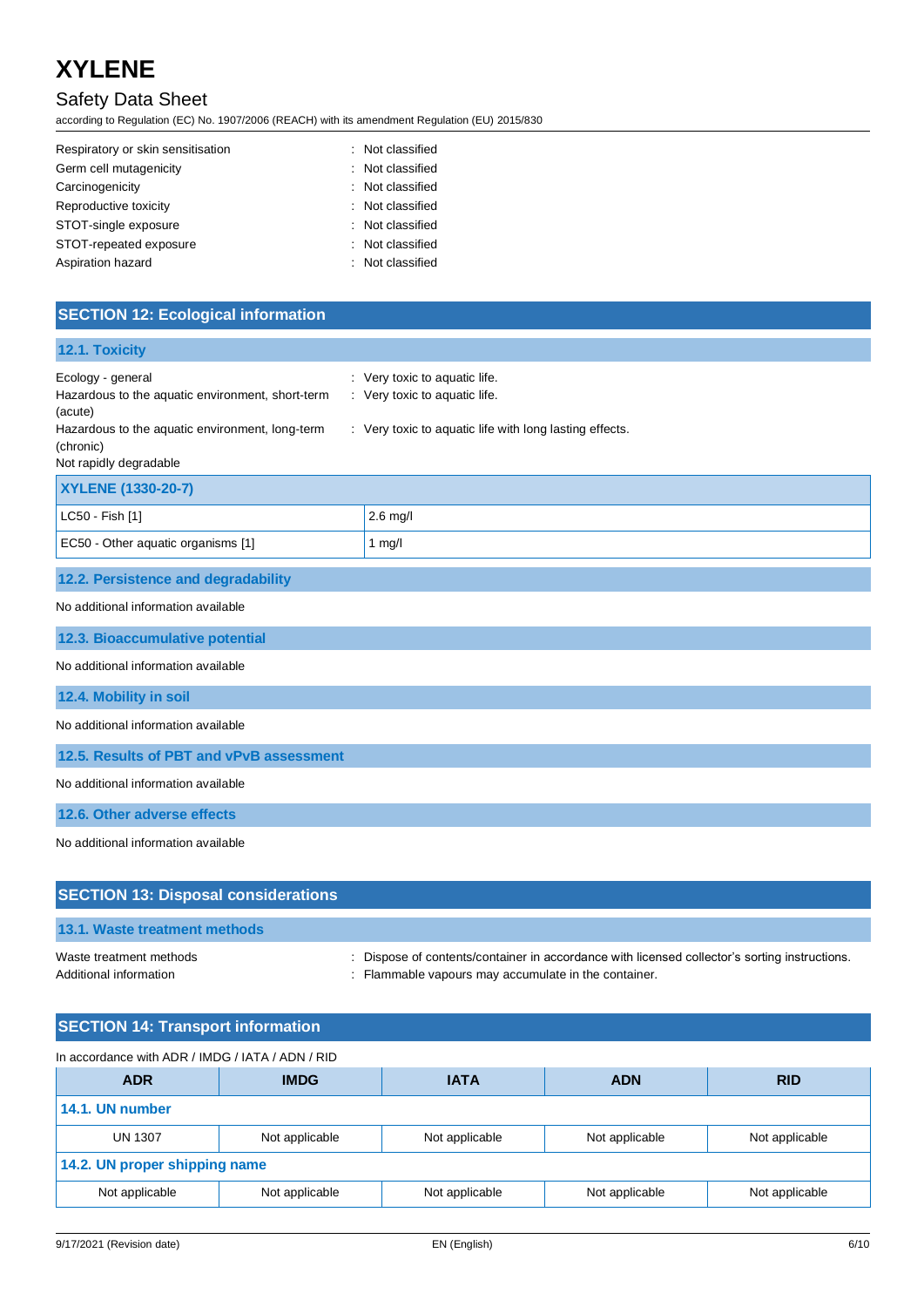| | |
|---|---|
| Respiratory or skin sensitisation | : Not classified |
| Germ cell mutagenicity | : Not classified |
| Carcinogenicity | : Not classified |
| Reproductive toxicity | : Not classified |
| STOT-single exposure | : Not classified |
| STOT-repeated exposure | : Not classified |
| Aspiration hazard | : Not classified |

## SECTION 12: Ecological information

### 12.1. Toxicity

| | |
|---|---|
| Ecology - general | : Very toxic to aquatic life. |
| Hazardous to the aquatic environment, short-term (acute) | : Very toxic to aquatic life. |
| Hazardous to the aquatic environment, long-term (chronic) | : Very toxic to aquatic life with long lasting effects. |

Not rapidly degradable

| XYLENE (1330-20-7) | |
|---|---|
| LC50 - Fish [1] | 2.6 mg/l |
| EC50 - Other aquatic organisms [1] | 1 mg/l |

### 12.2. Persistence and degradability

No additional information available

### 12.3. Bioaccumulative potential

No additional information available

### 12.4. Mobility in soil

No additional information available

### 12.5. Results of PBT and vPvB assessment

No additional information available

### 12.6. Other adverse effects

No additional information available

## SECTION 13: Disposal considerations

### 13.1. Waste treatment methods

| | |
|---|---|
| Waste treatment methods | : Dispose of contents/container in accordance with licensed collector's sorting instructions. |
| Additional information | : Flammable vapours may accumulate in the container. |

## SECTION 14: Transport information

In accordance with ADR / IMDG / IATA / ADN / RID

| ADR | IMDG | IATA | ADN | RID |
|---|---|---|---|---|
| **14.1. UN number** | | | | |
| UN 1307 | Not applicable | Not applicable | Not applicable | Not applicable |
| **14.2. UN proper shipping name** | | | | |
| Not applicable | Not applicable | Not applicable | Not applicable | Not applicable |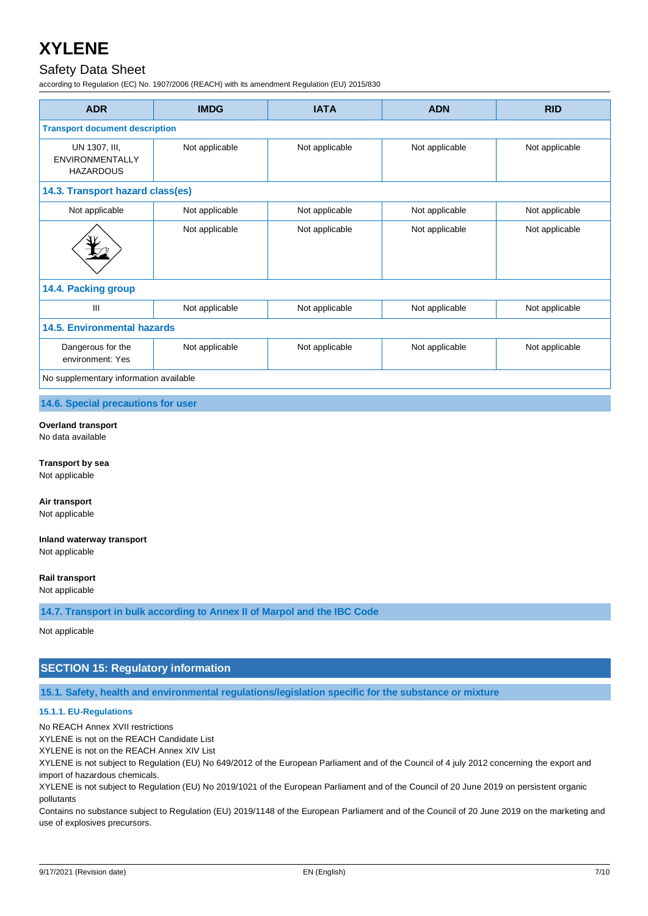| ADR | IMDG | IATA | ADN | RID |
|---|---|---|---|---|
| **Transport document description** | | | | |
| UN 1307, III, ENVIRONMENTALLY HAZARDOUS | Not applicable | Not applicable | Not applicable | Not applicable |
| **14.3. Transport hazard class(es)** | | | | |
| Not applicable | Not applicable | Not applicable | Not applicable | Not applicable |
| | Not applicable | Not applicable | Not applicable | Not applicable |
| **14.4. Packing group** | | | | |
| III | Not applicable | Not applicable | Not applicable | Not applicable |
| **14.5. Environmental hazards** | | | | |
| Dangerous for the environment: Yes | Not applicable | Not applicable | Not applicable | Not applicable |
| No supplementary information available | | | | |

### 14.6. Special precautions for user

**Overland transport**
No data available

**Transport by sea**
Not applicable

**Air transport**
Not applicable

**Inland waterway transport**
Not applicable

**Rail transport**
Not applicable

### 14.7. Transport in bulk according to Annex II of Marpol and the IBC Code

Not applicable

## SECTION 15: Regulatory information

### 15.1. Safety, health and environmental regulations/legislation specific for the substance or mixture

#### 15.1.1. EU-Regulations

No REACH Annex XVII restrictions
XYLENE is not on the REACH Candidate List
XYLENE is not on the REACH Annex XIV List
XYLENE is not subject to Regulation (EU) No 649/2012 of the European Parliament and of the Council of 4 july 2012 concerning the export and import of hazardous chemicals.
XYLENE is not subject to Regulation (EU) No 2019/1021 of the European Parliament and of the Council of 20 June 2019 on persistent organic pollutants
Contains no substance subject to Regulation (EU) 2019/1148 of the European Parliament and of the Council of 20 June 2019 on the marketing and use of explosives precursors.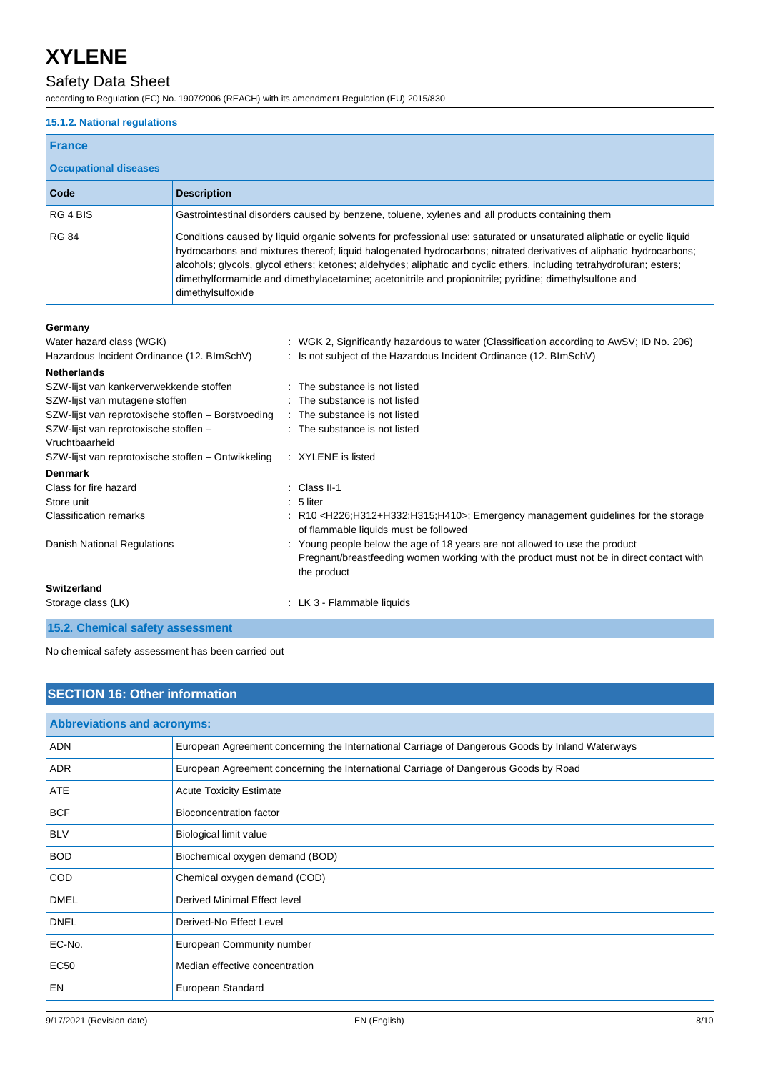#### 15.1.2. National regulations

| France | |
|---|---|
| **Occupational diseases** | |
| **Code** | **Description** |
| RG 4 BIS | Gastrointestinal disorders caused by benzene, toluene, xylenes and all products containing them |
| RG 84 | Conditions caused by liquid organic solvents for professional use: saturated or unsaturated aliphatic or cyclic liquid hydrocarbons and mixtures thereof; liquid halogenated hydrocarbons; nitrated derivatives of aliphatic hydrocarbons; alcohols; glycols, glycol ethers; ketones; aldehydes; aliphatic and cyclic ethers, including tetrahydrofuran; esters; dimethylformamide and dimethylacetamine; acetonitrile and propionitrile; pyridine; dimethylsulfone and dimethylsulfoxide |

**Germany**

Water hazard class (WGK) : WGK 2, Significantly hazardous to water (Classification according to AwSV; ID No. 206)

Hazardous Incident Ordinance (12. BImSchV) : Is not subject of the Hazardous Incident Ordinance (12. BImSchV)

**Netherlands**

SZW-lijst van kankerverwekkende stoffen : The substance is not listed

SZW-lijst van mutagene stoffen : The substance is not listed

SZW-lijst van reprotoxische stoffen – Borstvoeding : The substance is not listed

SZW-lijst van reprotoxische stoffen – Vruchtbaarheid : The substance is not listed

SZW-lijst van reprotoxische stoffen – Ontwikkeling : XYLENE is listed

**Denmark**

Class for fire hazard : Class II-1

Store unit : 5 liter

Classification remarks : R10 <H226;H312+H332;H315;H410>; Emergency management guidelines for the storage of flammable liquids must be followed

Danish National Regulations : Young people below the age of 18 years are not allowed to use the product
Pregnant/breastfeeding women working with the product must not be in direct contact with the product

**Switzerland**

Storage class (LK) : LK 3 - Flammable liquids

### 15.2. Chemical safety assessment

No chemical safety assessment has been carried out

## SECTION 16: Other information

| Abbreviations and acronyms: | |
|---|---|
| ADN | European Agreement concerning the International Carriage of Dangerous Goods by Inland Waterways |
| ADR | European Agreement concerning the International Carriage of Dangerous Goods by Road |
| ATE | Acute Toxicity Estimate |
| BCF | Bioconcentration factor |
| BLV | Biological limit value |
| BOD | Biochemical oxygen demand (BOD) |
| COD | Chemical oxygen demand (COD) |
| DMEL | Derived Minimal Effect level |
| DNEL | Derived-No Effect Level |
| EC-No. | European Community number |
| EC50 | Median effective concentration |
| EN | European Standard |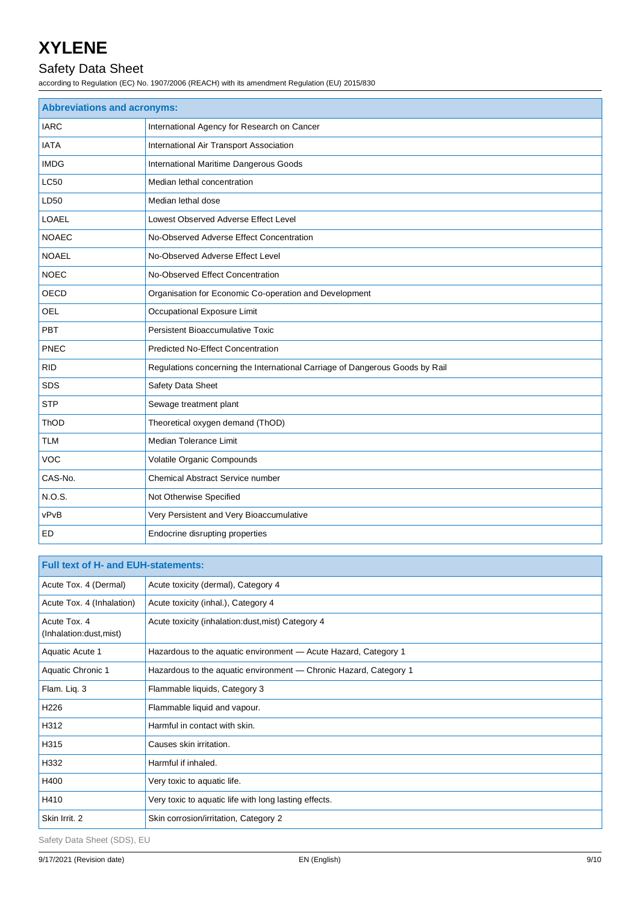| Abbreviations and acronyms: | |
|---|---|
| IARC | International Agency for Research on Cancer |
| IATA | International Air Transport Association |
| IMDG | International Maritime Dangerous Goods |
| LC50 | Median lethal concentration |
| LD50 | Median lethal dose |
| LOAEL | Lowest Observed Adverse Effect Level |
| NOAEC | No-Observed Adverse Effect Concentration |
| NOAEL | No-Observed Adverse Effect Level |
| NOEC | No-Observed Effect Concentration |
| OECD | Organisation for Economic Co-operation and Development |
| OEL | Occupational Exposure Limit |
| PBT | Persistent Bioaccumulative Toxic |
| PNEC | Predicted No-Effect Concentration |
| RID | Regulations concerning the International Carriage of Dangerous Goods by Rail |
| SDS | Safety Data Sheet |
| STP | Sewage treatment plant |
| ThOD | Theoretical oxygen demand (ThOD) |
| TLM | Median Tolerance Limit |
| VOC | Volatile Organic Compounds |
| CAS-No. | Chemical Abstract Service number |
| N.O.S. | Not Otherwise Specified |
| vPvB | Very Persistent and Very Bioaccumulative |
| ED | Endocrine disrupting properties |

| Full text of H- and EUH-statements: | |
|---|---|
| Acute Tox. 4 (Dermal) | Acute toxicity (dermal), Category 4 |
| Acute Tox. 4 (Inhalation) | Acute toxicity (inhal.), Category 4 |
| Acute Tox. 4 (Inhalation:dust,mist) | Acute toxicity (inhalation:dust,mist) Category 4 |
| Aquatic Acute 1 | Hazardous to the aquatic environment — Acute Hazard, Category 1 |
| Aquatic Chronic 1 | Hazardous to the aquatic environment — Chronic Hazard, Category 1 |
| Flam. Liq. 3 | Flammable liquids, Category 3 |
| H226 | Flammable liquid and vapour. |
| H312 | Harmful in contact with skin. |
| H315 | Causes skin irritation. |
| H332 | Harmful if inhaled. |
| H400 | Very toxic to aquatic life. |
| H410 | Very toxic to aquatic life with long lasting effects. |
| Skin Irrit. 2 | Skin corrosion/irritation, Category 2 |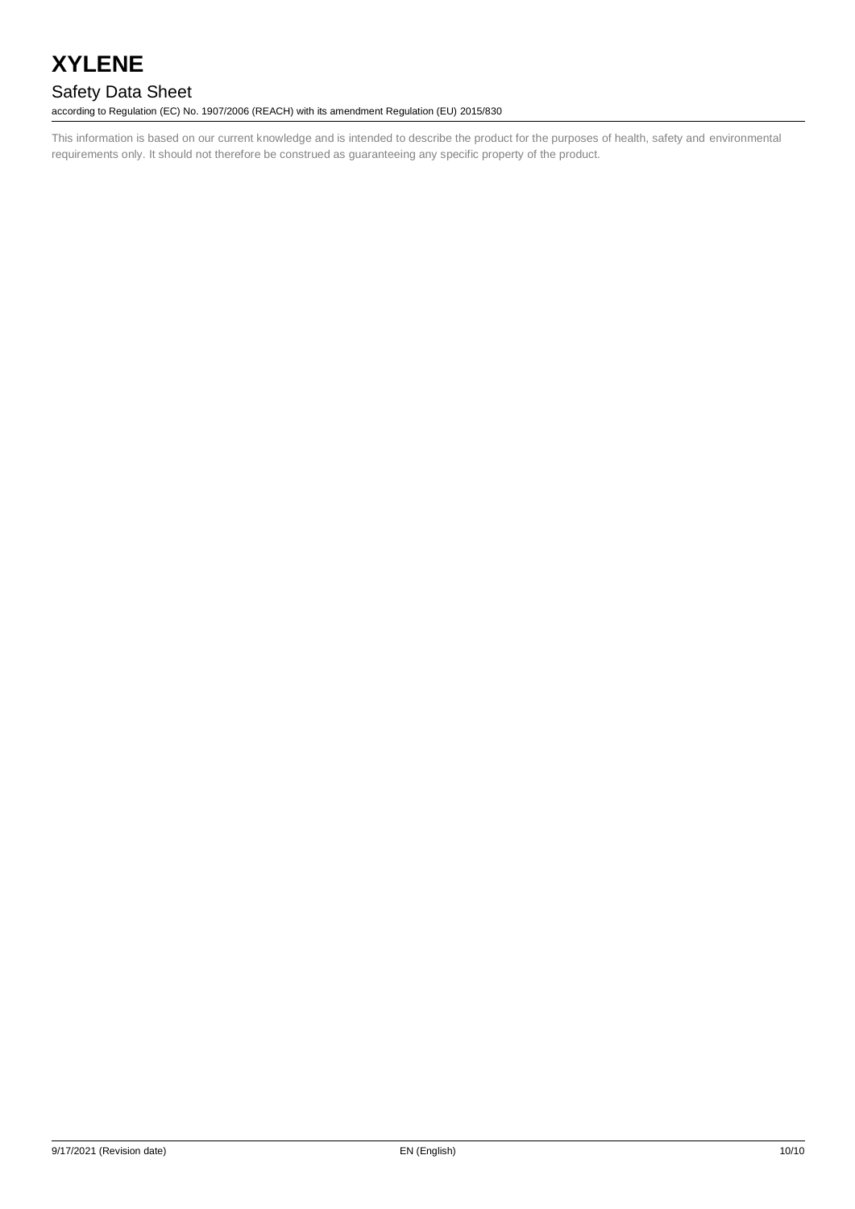This information is based on our current knowledge and is intended to describe the product for the purposes of health, safety and environmental requirements only. It should not therefore be construed as guaranteeing any specific property of the product.